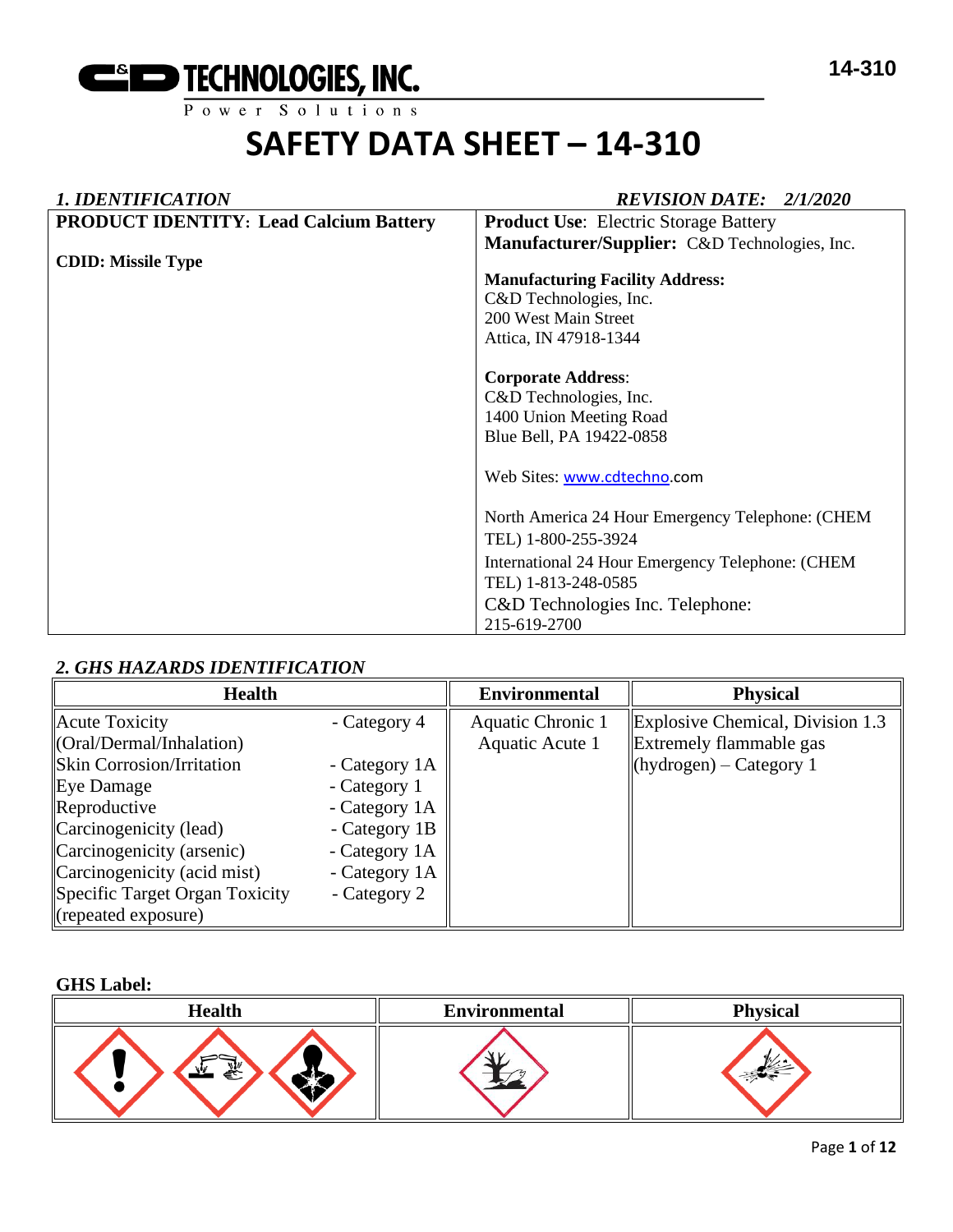C&D TECHNOLOGIES, INC.
Power Solutions

14-310

# SAFETY DATA SHEET – 14-310

## *1. IDENTIFICATION*

*REVISION DATE: 2/1/2020*

| **PRODUCT IDENTITY: Lead Calcium Battery**<br><br>**CDID: Missile Type** | **Product Use**: Electric Storage Battery<br>**Manufacturer/Supplier:** C&D Technologies, Inc.<br><br>**Manufacturing Facility Address:**<br>C&D Technologies, Inc.<br>200 West Main Street<br>Attica, IN 47918-1344<br><br>**Corporate Address**:<br>C&D Technologies, Inc.<br>1400 Union Meeting Road<br>Blue Bell, PA 19422-0858<br><br>Web Sites: www.cdtechno.com<br><br>North America 24 Hour Emergency Telephone: (CHEM TEL) 1-800-255-3924<br>International 24 Hour Emergency Telephone: (CHEM TEL) 1-813-248-0585<br>C&D Technologies Inc. Telephone: 215-619-2700 |
|---|---|

## *2. GHS HAZARDS IDENTIFICATION*

| Health | | Environmental | Physical |
|---|---|---|---|
| Acute Toxicity (Oral/Dermal/Inhalation) | - Category 4 | Aquatic Chronic 1 | Explosive Chemical, Division 1.3 |
| Skin Corrosion/Irritation | - Category 1A | Aquatic Acute 1 | Extremely flammable gas (hydrogen) – Category 1 |
| Eye Damage | - Category 1 | | |
| Reproductive | - Category 1A | | |
| Carcinogenicity (lead) | - Category 1B | | |
| Carcinogenicity (arsenic) | - Category 1A | | |
| Carcinogenicity (acid mist) | - Category 1A | | |
| Specific Target Organ Toxicity (repeated exposure) | - Category 2 | | |

**GHS Label:**

| Health | Environmental | Physical |
|---|---|---|
| | | |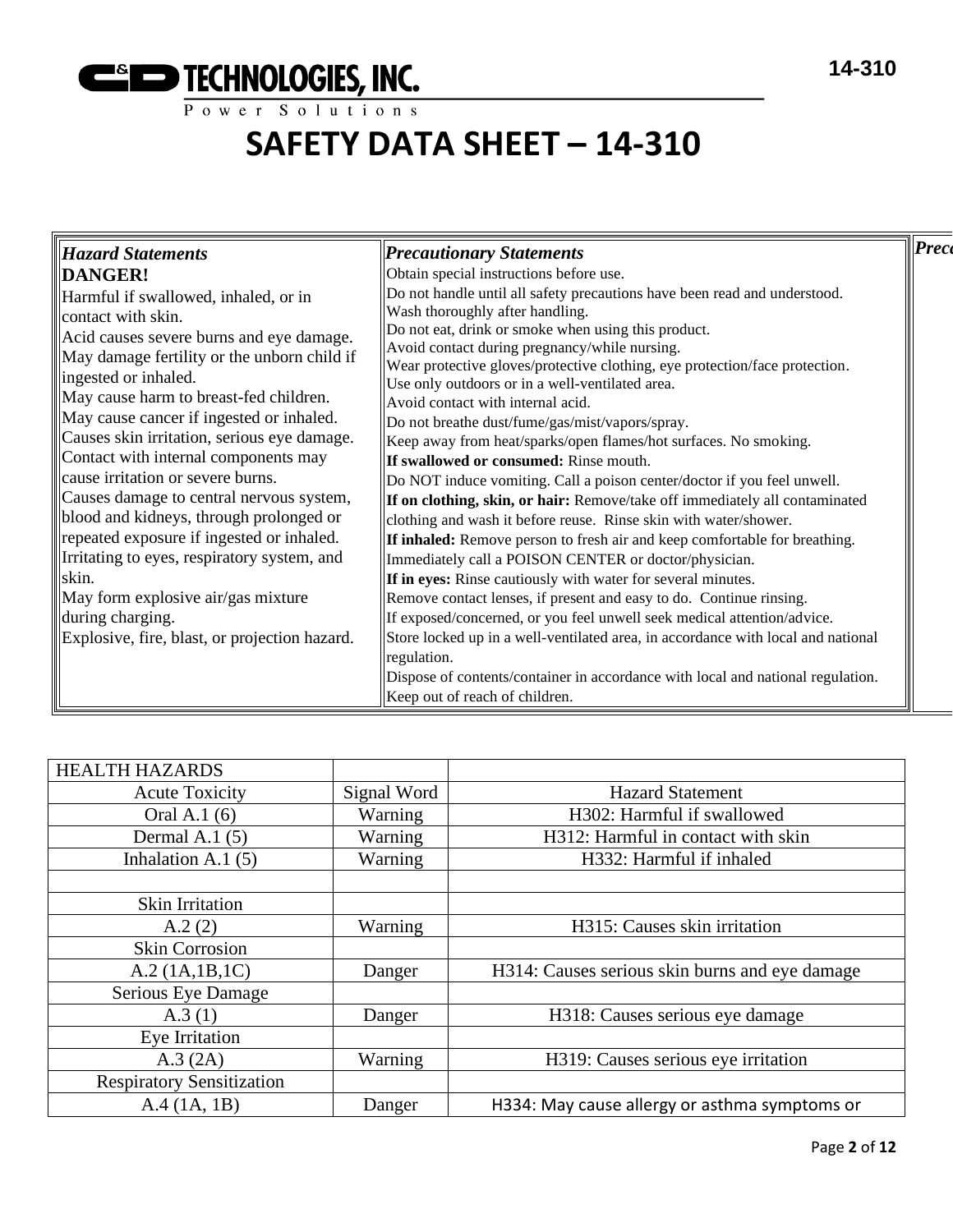# SAFETY DATA SHEET – 14-310

| *Hazard Statements* | *Precautionary Statements* | *Prec* |
|---|---|---|
| **DANGER!**<br>Harmful if swallowed, inhaled, or in contact with skin.<br>Acid causes severe burns and eye damage.<br>May damage fertility or the unborn child if ingested or inhaled.<br>May cause harm to breast-fed children.<br>May cause cancer if ingested or inhaled.<br>Causes skin irritation, serious eye damage.<br>Contact with internal components may cause irritation or severe burns.<br>Causes damage to central nervous system, blood and kidneys, through prolonged or repeated exposure if ingested or inhaled.<br>Irritating to eyes, respiratory system, and skin.<br>May form explosive air/gas mixture during charging.<br>Explosive, fire, blast, or projection hazard. | Obtain special instructions before use.<br>Do not handle until all safety precautions have been read and understood.<br>Wash thoroughly after handling.<br>Do not eat, drink or smoke when using this product.<br>Avoid contact during pregnancy/while nursing.<br>Wear protective gloves/protective clothing, eye protection/face protection.<br>Use only outdoors or in a well-ventilated area.<br>Avoid contact with internal acid.<br>Do not breathe dust/fume/gas/mist/vapors/spray.<br>Keep away from heat/sparks/open flames/hot surfaces. No smoking.<br>**If swallowed or consumed:** Rinse mouth.<br>Do NOT induce vomiting. Call a poison center/doctor if you feel unwell.<br>**If on clothing, skin, or hair:** Remove/take off immediately all contaminated clothing and wash it before reuse. Rinse skin with water/shower.<br>**If inhaled:** Remove person to fresh air and keep comfortable for breathing.<br>Immediately call a POISON CENTER or doctor/physician.<br>**If in eyes:** Rinse cautiously with water for several minutes.<br>Remove contact lenses, if present and easy to do. Continue rinsing.<br>If exposed/concerned, or you feel unwell seek medical attention/advice.<br>Store locked up in a well-ventilated area, in accordance with local and national regulation.<br>Dispose of contents/container in accordance with local and national regulation.<br>Keep out of reach of children. | |

| HEALTH HAZARDS | | |
|---|---|---|
| Acute Toxicity | Signal Word | Hazard Statement |
| Oral A.1 (6) | Warning | H302: Harmful if swallowed |
| Dermal A.1 (5) | Warning | H312: Harmful in contact with skin |
| Inhalation A.1 (5) | Warning | H332: Harmful if inhaled |
| | | |
| Skin Irritation | | |
| A.2 (2) | Warning | H315: Causes skin irritation |
| Skin Corrosion | | |
| A.2 (1A,1B,1C) | Danger | H314: Causes serious skin burns and eye damage |
| Serious Eye Damage | | |
| A.3 (1) | Danger | H318: Causes serious eye damage |
| Eye Irritation | | |
| A.3 (2A) | Warning | H319: Causes serious eye irritation |
| Respiratory Sensitization | | |
| A.4 (1A, 1B) | Danger | H334: May cause allergy or asthma symptoms or |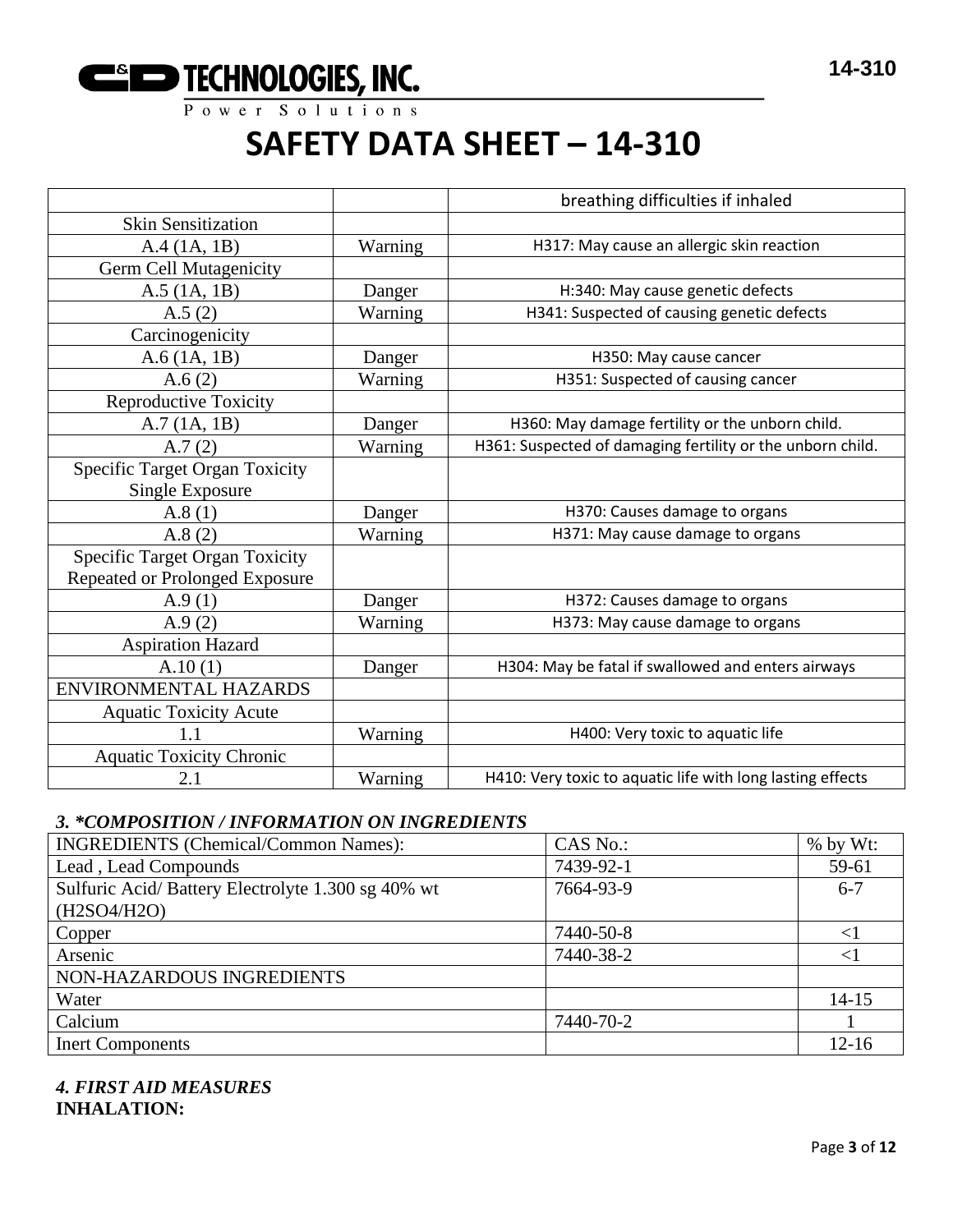# SAFETY DATA SHEET – 14-310

| | | |
|---|---|---|
| | | breathing difficulties if inhaled |
| Skin Sensitization | | |
| A.4 (1A, 1B) | Warning | H317: May cause an allergic skin reaction |
| Germ Cell Mutagenicity | | |
| A.5 (1A, 1B) | Danger | H:340: May cause genetic defects |
| A.5 (2) | Warning | H341: Suspected of causing genetic defects |
| Carcinogenicity | | |
| A.6 (1A, 1B) | Danger | H350: May cause cancer |
| A.6 (2) | Warning | H351: Suspected of causing cancer |
| Reproductive Toxicity | | |
| A.7 (1A, 1B) | Danger | H360: May damage fertility or the unborn child. |
| A.7 (2) | Warning | H361: Suspected of damaging fertility or the unborn child. |
| Specific Target Organ Toxicity Single Exposure | | |
| A.8 (1) | Danger | H370: Causes damage to organs |
| A.8 (2) | Warning | H371: May cause damage to organs |
| Specific Target Organ Toxicity Repeated or Prolonged Exposure | | |
| A.9 (1) | Danger | H372: Causes damage to organs |
| A.9 (2) | Warning | H373: May cause damage to organs |
| Aspiration Hazard | | |
| A.10 (1) | Danger | H304: May be fatal if swallowed and enters airways |
| ENVIRONMENTAL HAZARDS | | |
| Aquatic Toxicity Acute | | |
| 1.1 | Warning | H400: Very toxic to aquatic life |
| Aquatic Toxicity Chronic | | |
| 2.1 | Warning | H410: Very toxic to aquatic life with long lasting effects |

### *3. *COMPOSITION / INFORMATION ON INGREDIENTS*

| INGREDIENTS (Chemical/Common Names): | CAS No.: | % by Wt: |
|---|---|---|
| Lead , Lead Compounds | 7439-92-1 | 59-61 |
| Sulfuric Acid/ Battery Electrolyte 1.300 sg 40% wt (H2SO4/H2O) | 7664-93-9 | 6-7 |
| Copper | 7440-50-8 | <1 |
| Arsenic | 7440-38-2 | <1 |
| NON-HAZARDOUS INGREDIENTS | | |
| Water | | 14-15 |
| Calcium | 7440-70-2 | 1 |
| Inert Components | | 12-16 |

### *4. FIRST AID MEASURES*

**INHALATION:**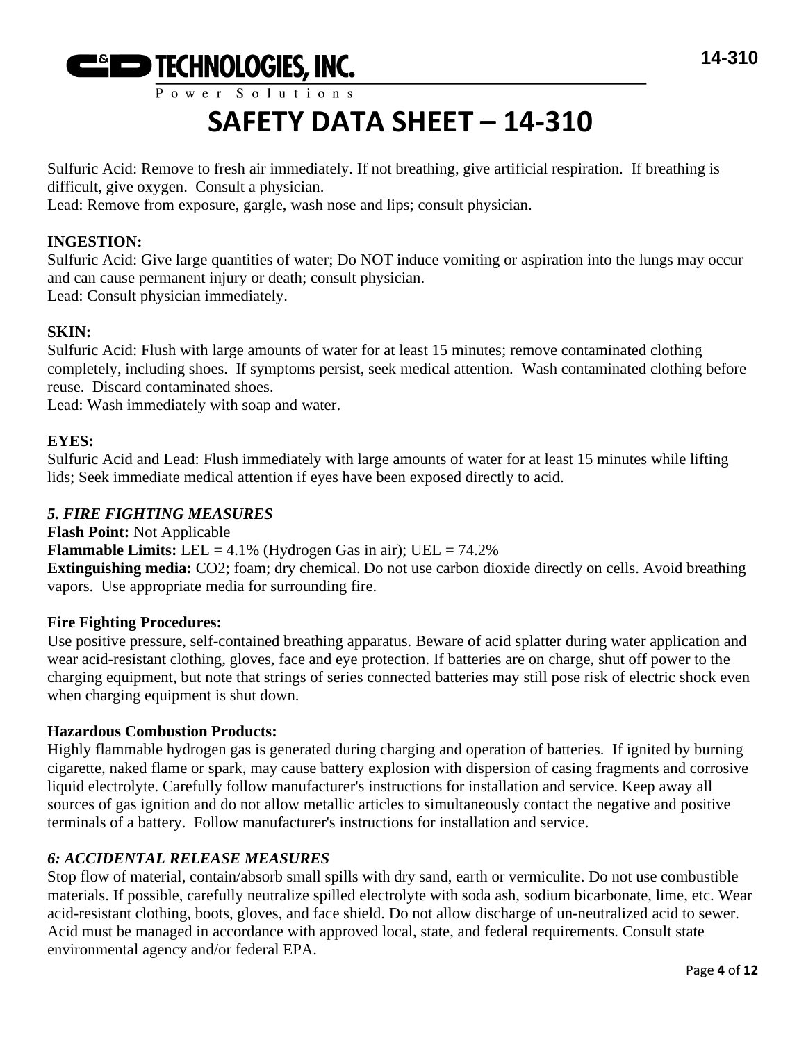Sulfuric Acid: Remove to fresh air immediately. If not breathing, give artificial respiration. If breathing is difficult, give oxygen. Consult a physician.
Lead: Remove from exposure, gargle, wash nose and lips; consult physician.

**INGESTION:**
Sulfuric Acid: Give large quantities of water; Do NOT induce vomiting or aspiration into the lungs may occur and can cause permanent injury or death; consult physician.
Lead: Consult physician immediately.

**SKIN:**
Sulfuric Acid: Flush with large amounts of water for at least 15 minutes; remove contaminated clothing completely, including shoes. If symptoms persist, seek medical attention. Wash contaminated clothing before reuse. Discard contaminated shoes.
Lead: Wash immediately with soap and water.

**EYES:**
Sulfuric Acid and Lead: Flush immediately with large amounts of water for at least 15 minutes while lifting lids; Seek immediate medical attention if eyes have been exposed directly to acid.

## *5. FIRE FIGHTING MEASURES*

**Flash Point:** Not Applicable
**Flammable Limits:** LEL = 4.1% (Hydrogen Gas in air); UEL = 74.2%
**Extinguishing media:** $CO_2$; foam; dry chemical. Do not use carbon dioxide directly on cells. Avoid breathing vapors. Use appropriate media for surrounding fire.

**Fire Fighting Procedures:**
Use positive pressure, self-contained breathing apparatus. Beware of acid splatter during water application and wear acid-resistant clothing, gloves, face and eye protection. If batteries are on charge, shut off power to the charging equipment, but note that strings of series connected batteries may still pose risk of electric shock even when charging equipment is shut down.

**Hazardous Combustion Products:**
Highly flammable hydrogen gas is generated during charging and operation of batteries. If ignited by burning cigarette, naked flame or spark, may cause battery explosion with dispersion of casing fragments and corrosive liquid electrolyte. Carefully follow manufacturer's instructions for installation and service. Keep away all sources of gas ignition and do not allow metallic articles to simultaneously contact the negative and positive terminals of a battery. Follow manufacturer's instructions for installation and service.

## *6: ACCIDENTAL RELEASE MEASURES*

Stop flow of material, contain/absorb small spills with dry sand, earth or vermiculite. Do not use combustible materials. If possible, carefully neutralize spilled electrolyte with soda ash, sodium bicarbonate, lime, etc. Wear acid-resistant clothing, boots, gloves, and face shield. Do not allow discharge of un-neutralized acid to sewer. Acid must be managed in accordance with approved local, state, and federal requirements. Consult state environmental agency and/or federal EPA.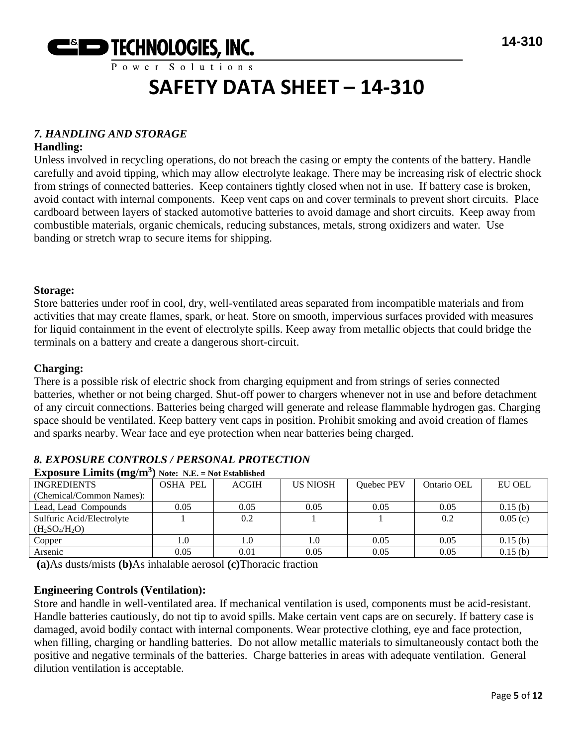# SAFETY DATA SHEET – 14-310

## *7. HANDLING AND STORAGE*

**Handling:**

Unless involved in recycling operations, do not breach the casing or empty the contents of the battery. Handle carefully and avoid tipping, which may allow electrolyte leakage. There may be increasing risk of electric shock from strings of connected batteries. Keep containers tightly closed when not in use. If battery case is broken, avoid contact with internal components. Keep vent caps on and cover terminals to prevent short circuits. Place cardboard between layers of stacked automotive batteries to avoid damage and short circuits. Keep away from combustible materials, organic chemicals, reducing substances, metals, strong oxidizers and water. Use banding or stretch wrap to secure items for shipping.

**Storage:**

Store batteries under roof in cool, dry, well-ventilated areas separated from incompatible materials and from activities that may create flames, spark, or heat. Store on smooth, impervious surfaces provided with measures for liquid containment in the event of electrolyte spills. Keep away from metallic objects that could bridge the terminals on a battery and create a dangerous short-circuit.

**Charging:**

There is a possible risk of electric shock from charging equipment and from strings of series connected batteries, whether or not being charged. Shut-off power to chargers whenever not in use and before detachment of any circuit connections. Batteries being charged will generate and release flammable hydrogen gas. Charging space should be ventilated. Keep battery vent caps in position. Prohibit smoking and avoid creation of flames and sparks nearby. Wear face and eye protection when near batteries being charged.

## *8. EXPOSURE CONTROLS / PERSONAL PROTECTION*

**Exposure Limits ($mg/m^3$)** **Note: N.E. = Not Established**

| INGREDIENTS (Chemical/Common Names): | OSHA PEL | ACGIH | US NIOSH | Quebec PEV | Ontario OEL | EU OEL |
|---|---|---|---|---|---|---|
| Lead, Lead Compounds | 0.05 | 0.05 | 0.05 | 0.05 | 0.05 | 0.15 (b) |
| Sulfuric Acid/Electrolyte ($H_2SO_4/H_2O$) | 1 | 0.2 | 1 | 1 | 0.2 | 0.05 (c) |
| Copper | 1.0 | 1.0 | 1.0 | 0.05 | 0.05 | 0.15 (b) |
| Arsenic | 0.05 | 0.01 | 0.05 | 0.05 | 0.05 | 0.15 (b) |

**(a)**As dusts/mists **(b)**As inhalable aerosol **(c)**Thoracic fraction

**Engineering Controls (Ventilation):**

Store and handle in well-ventilated area. If mechanical ventilation is used, components must be acid-resistant. Handle batteries cautiously, do not tip to avoid spills. Make certain vent caps are on securely. If battery case is damaged, avoid bodily contact with internal components. Wear protective clothing, eye and face protection, when filling, charging or handling batteries. Do not allow metallic materials to simultaneously contact both the positive and negative terminals of the batteries. Charge batteries in areas with adequate ventilation. General dilution ventilation is acceptable.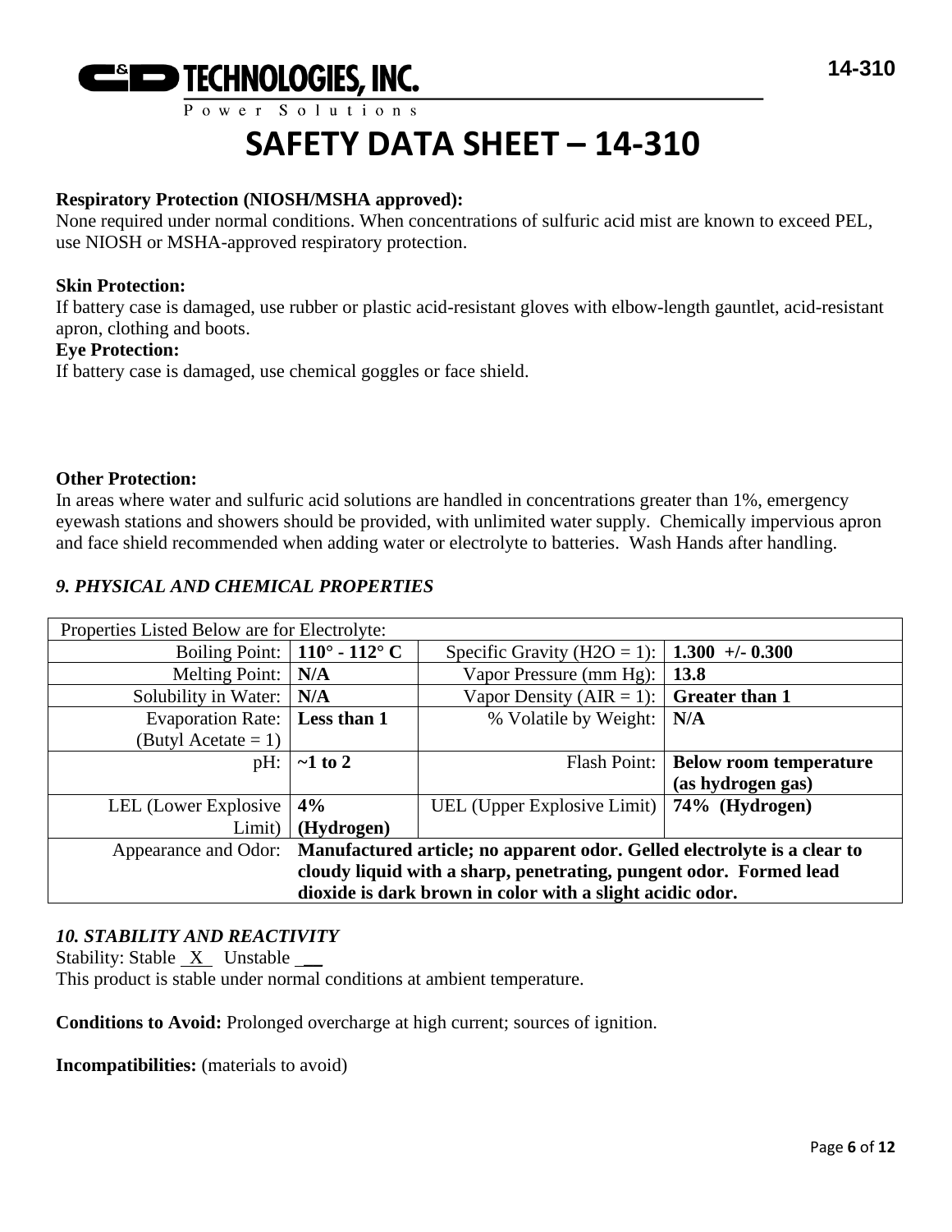# SAFETY DATA SHEET – 14-310

**Respiratory Protection (NIOSH/MSHA approved):**
None required under normal conditions. When concentrations of sulfuric acid mist are known to exceed PEL, use NIOSH or MSHA-approved respiratory protection.

**Skin Protection:**
If battery case is damaged, use rubber or plastic acid-resistant gloves with elbow-length gauntlet, acid-resistant apron, clothing and boots.

**Eye Protection:**
If battery case is damaged, use chemical goggles or face shield.

**Other Protection:**
In areas where water and sulfuric acid solutions are handled in concentrations greater than 1%, emergency eyewash stations and showers should be provided, with unlimited water supply. Chemically impervious apron and face shield recommended when adding water or electrolyte to batteries. Wash Hands after handling.

## *9. PHYSICAL AND CHEMICAL PROPERTIES*

| Properties Listed Below are for Electrolyte: | | | |
|---|---|---|---|
| Boiling Point: | **110° - 112° C** | Specific Gravity ($H_2O$ = 1): | **1.300 +/- 0.300** |
| Melting Point: | **N/A** | Vapor Pressure (mm Hg): | **13.8** |
| Solubility in Water: | **N/A** | Vapor Density (AIR = 1): | **Greater than 1** |
| Evaporation Rate: (Butyl Acetate = 1) | **Less than 1** | % Volatile by Weight: | **N/A** |
| pH: | **~1 to 2** | Flash Point: | **Below room temperature (as hydrogen gas)** |
| LEL (Lower Explosive Limit) | **4% (Hydrogen)** | UEL (Upper Explosive Limit) | **74% (Hydrogen)** |
| Appearance and Odor: | **Manufactured article; no apparent odor. Gelled electrolyte is a clear to cloudy liquid with a sharp, penetrating, pungent odor. Formed lead dioxide is dark brown in color with a slight acidic odor.** | | |

## *10. STABILITY AND REACTIVITY*

Stability: Stable \_X\_ Unstable \_\_
This product is stable under normal conditions at ambient temperature.

**Conditions to Avoid:** Prolonged overcharge at high current; sources of ignition.

**Incompatibilities:** (materials to avoid)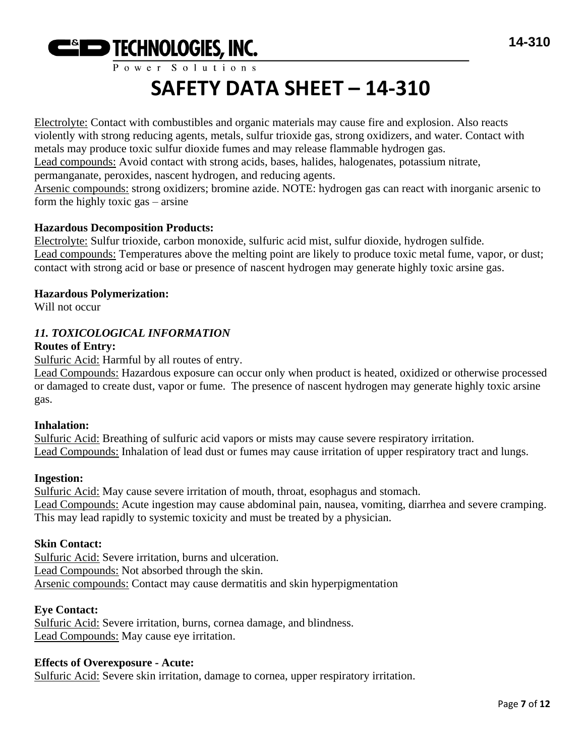Electrolyte: Contact with combustibles and organic materials may cause fire and explosion. Also reacts violently with strong reducing agents, metals, sulfur trioxide gas, strong oxidizers, and water. Contact with metals may produce toxic sulfur dioxide fumes and may release flammable hydrogen gas.
Lead compounds: Avoid contact with strong acids, bases, halides, halogenates, potassium nitrate, permanganate, peroxides, nascent hydrogen, and reducing agents.
Arsenic compounds: strong oxidizers; bromine azide. NOTE: hydrogen gas can react with inorganic arsenic to form the highly toxic gas – arsine

**Hazardous Decomposition Products:**
Electrolyte: Sulfur trioxide, carbon monoxide, sulfuric acid mist, sulfur dioxide, hydrogen sulfide.
Lead compounds: Temperatures above the melting point are likely to produce toxic metal fume, vapor, or dust; contact with strong acid or base or presence of nascent hydrogen may generate highly toxic arsine gas.

**Hazardous Polymerization:**
Will not occur

## *11. TOXICOLOGICAL INFORMATION*

**Routes of Entry:**
Sulfuric Acid: Harmful by all routes of entry.
Lead Compounds: Hazardous exposure can occur only when product is heated, oxidized or otherwise processed or damaged to create dust, vapor or fume. The presence of nascent hydrogen may generate highly toxic arsine gas.

**Inhalation:**
Sulfuric Acid: Breathing of sulfuric acid vapors or mists may cause severe respiratory irritation.
Lead Compounds: Inhalation of lead dust or fumes may cause irritation of upper respiratory tract and lungs.

**Ingestion:**
Sulfuric Acid: May cause severe irritation of mouth, throat, esophagus and stomach.
Lead Compounds: Acute ingestion may cause abdominal pain, nausea, vomiting, diarrhea and severe cramping. This may lead rapidly to systemic toxicity and must be treated by a physician.

**Skin Contact:**
Sulfuric Acid: Severe irritation, burns and ulceration.
Lead Compounds: Not absorbed through the skin.
Arsenic compounds: Contact may cause dermatitis and skin hyperpigmentation

**Eye Contact:**
Sulfuric Acid: Severe irritation, burns, cornea damage, and blindness.
Lead Compounds: May cause eye irritation.

**Effects of Overexposure - Acute:**
Sulfuric Acid: Severe skin irritation, damage to cornea, upper respiratory irritation.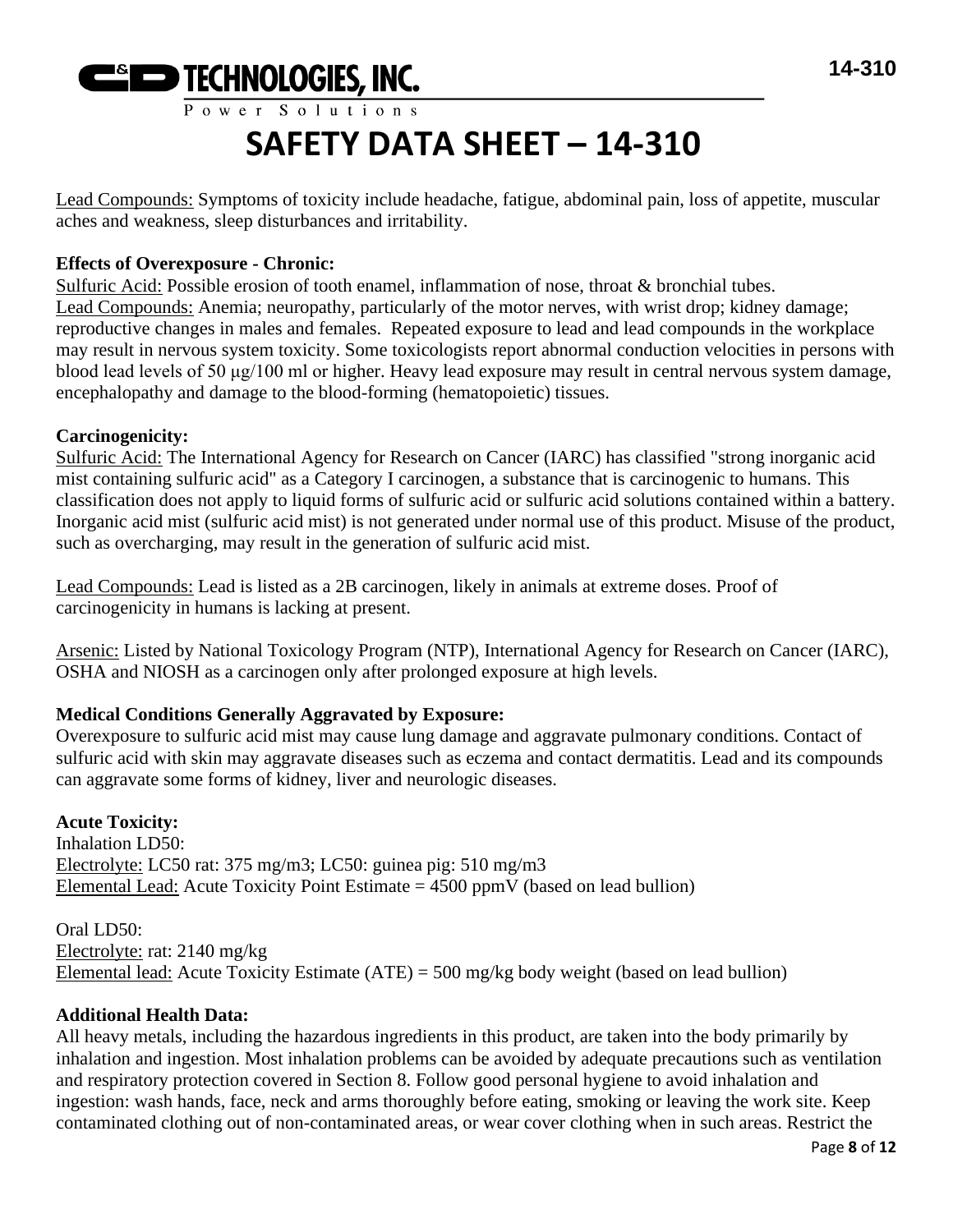# SAFETY DATA SHEET – 14-310

Lead Compounds: Symptoms of toxicity include headache, fatigue, abdominal pain, loss of appetite, muscular aches and weakness, sleep disturbances and irritability.

**Effects of Overexposure - Chronic:**

Sulfuric Acid: Possible erosion of tooth enamel, inflammation of nose, throat & bronchial tubes.
Lead Compounds: Anemia; neuropathy, particularly of the motor nerves, with wrist drop; kidney damage; reproductive changes in males and females. Repeated exposure to lead and lead compounds in the workplace may result in nervous system toxicity. Some toxicologists report abnormal conduction velocities in persons with blood lead levels of 50 μg/100 ml or higher. Heavy lead exposure may result in central nervous system damage, encephalopathy and damage to the blood-forming (hematopoietic) tissues.

**Carcinogenicity:**

Sulfuric Acid: The International Agency for Research on Cancer (IARC) has classified "strong inorganic acid mist containing sulfuric acid" as a Category I carcinogen, a substance that is carcinogenic to humans. This classification does not apply to liquid forms of sulfuric acid or sulfuric acid solutions contained within a battery. Inorganic acid mist (sulfuric acid mist) is not generated under normal use of this product. Misuse of the product, such as overcharging, may result in the generation of sulfuric acid mist.

Lead Compounds: Lead is listed as a 2B carcinogen, likely in animals at extreme doses. Proof of carcinogenicity in humans is lacking at present.

Arsenic: Listed by National Toxicology Program (NTP), International Agency for Research on Cancer (IARC), OSHA and NIOSH as a carcinogen only after prolonged exposure at high levels.

**Medical Conditions Generally Aggravated by Exposure:**

Overexposure to sulfuric acid mist may cause lung damage and aggravate pulmonary conditions. Contact of sulfuric acid with skin may aggravate diseases such as eczema and contact dermatitis. Lead and its compounds can aggravate some forms of kidney, liver and neurologic diseases.

**Acute Toxicity:**

Inhalation LD50:
Electrolyte: LC50 rat: 375 mg/m3; LC50: guinea pig: 510 mg/m3
Elemental Lead: Acute Toxicity Point Estimate = 4500 ppmV (based on lead bullion)

Oral LD50:
Electrolyte: rat: 2140 mg/kg
Elemental lead: Acute Toxicity Estimate (ATE) = 500 mg/kg body weight (based on lead bullion)

**Additional Health Data:**

All heavy metals, including the hazardous ingredients in this product, are taken into the body primarily by inhalation and ingestion. Most inhalation problems can be avoided by adequate precautions such as ventilation and respiratory protection covered in Section 8. Follow good personal hygiene to avoid inhalation and ingestion: wash hands, face, neck and arms thoroughly before eating, smoking or leaving the work site. Keep contaminated clothing out of non-contaminated areas, or wear cover clothing when in such areas. Restrict the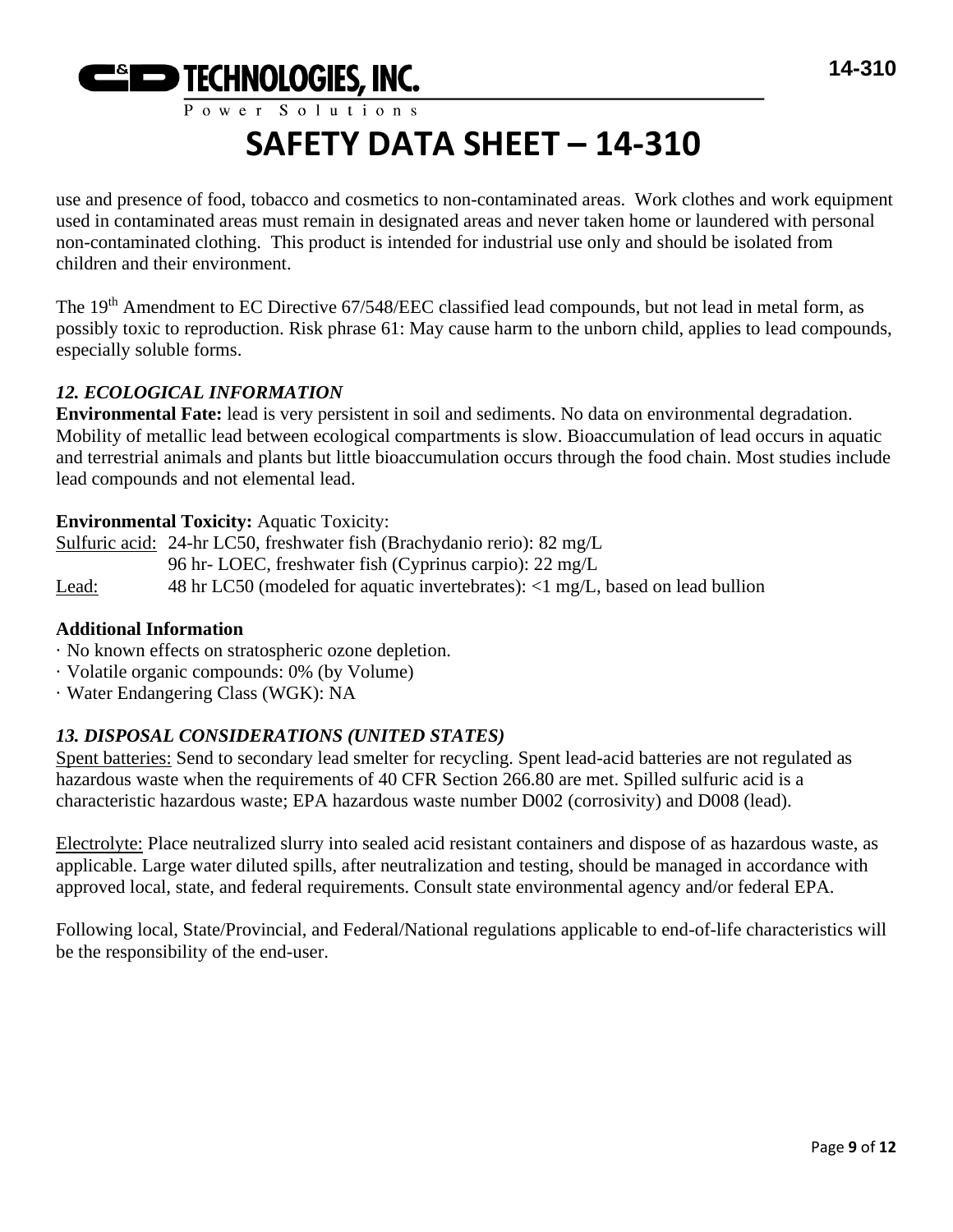use and presence of food, tobacco and cosmetics to non-contaminated areas. Work clothes and work equipment used in contaminated areas must remain in designated areas and never taken home or laundered with personal non-contaminated clothing. This product is intended for industrial use only and should be isolated from children and their environment.

The 19th Amendment to EC Directive 67/548/EEC classified lead compounds, but not lead in metal form, as possibly toxic to reproduction. Risk phrase 61: May cause harm to the unborn child, applies to lead compounds, especially soluble forms.

### *12. ECOLOGICAL INFORMATION*

**Environmental Fate:** lead is very persistent in soil and sediments. No data on environmental degradation. Mobility of metallic lead between ecological compartments is slow. Bioaccumulation of lead occurs in aquatic and terrestrial animals and plants but little bioaccumulation occurs through the food chain. Most studies include lead compounds and not elemental lead.

**Environmental Toxicity:** Aquatic Toxicity:

Sulfuric acid: 24-hr LC50, freshwater fish (Brachydanio rerio): 82 mg/L
96 hr- LOEC, freshwater fish (Cyprinus carpio): 22 mg/L

Lead: 48 hr LC50 (modeled for aquatic invertebrates): <1 mg/L, based on lead bullion

**Additional Information**

· No known effects on stratospheric ozone depletion.
· Volatile organic compounds: 0% (by Volume)
· Water Endangering Class (WGK): NA

### *13. DISPOSAL CONSIDERATIONS (UNITED STATES)*

Spent batteries: Send to secondary lead smelter for recycling. Spent lead-acid batteries are not regulated as hazardous waste when the requirements of 40 CFR Section 266.80 are met. Spilled sulfuric acid is a characteristic hazardous waste; EPA hazardous waste number D002 (corrosivity) and D008 (lead).

Electrolyte: Place neutralized slurry into sealed acid resistant containers and dispose of as hazardous waste, as applicable. Large water diluted spills, after neutralization and testing, should be managed in accordance with approved local, state, and federal requirements. Consult state environmental agency and/or federal EPA.

Following local, State/Provincial, and Federal/National regulations applicable to end-of-life characteristics will be the responsibility of the end-user.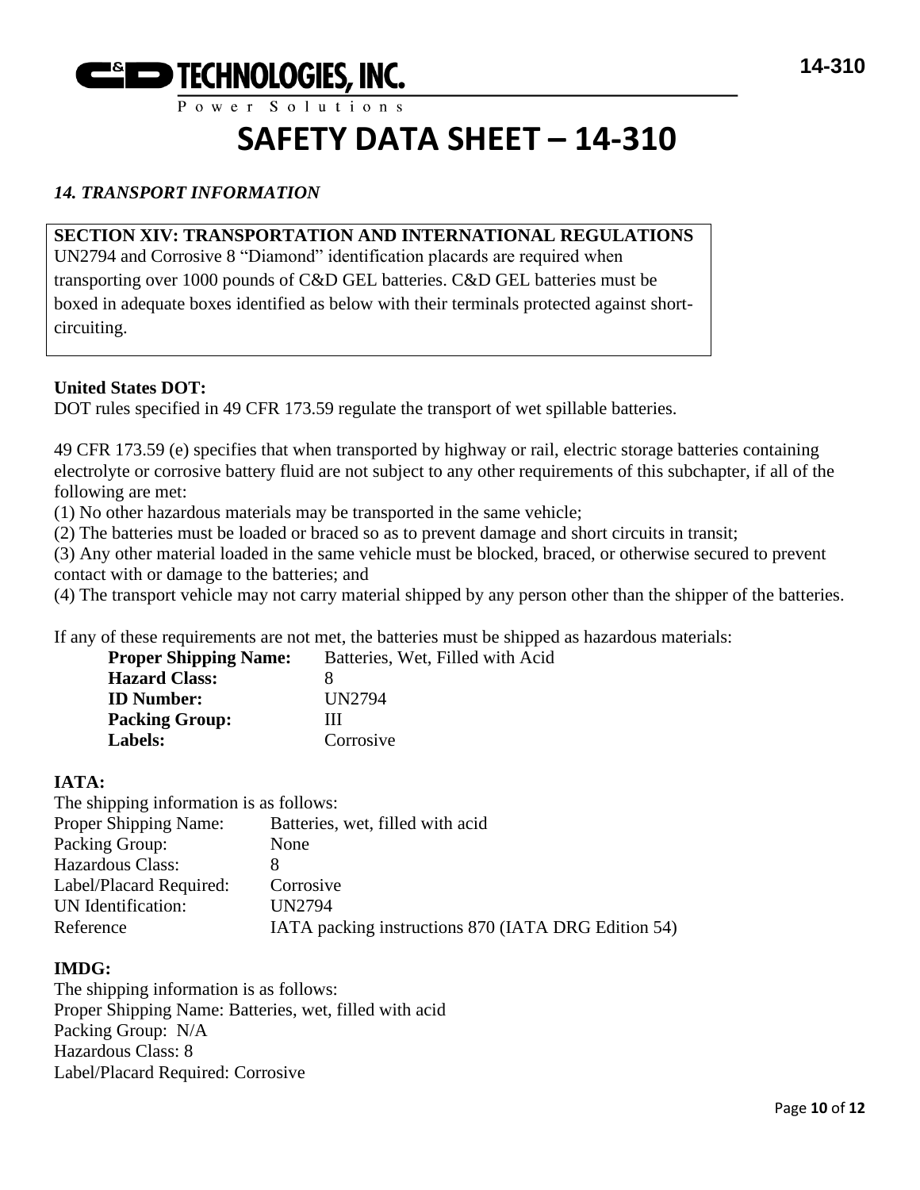# SAFETY DATA SHEET – 14-310

### *14. TRANSPORT INFORMATION*

**SECTION XIV: TRANSPORTATION AND INTERNATIONAL REGULATIONS**
UN2794 and Corrosive 8 "Diamond" identification placards are required when transporting over 1000 pounds of C&D GEL batteries. C&D GEL batteries must be boxed in adequate boxes identified as below with their terminals protected against short-circuiting.

**United States DOT:**
DOT rules specified in 49 CFR 173.59 regulate the transport of wet spillable batteries.

49 CFR 173.59 (e) specifies that when transported by highway or rail, electric storage batteries containing electrolyte or corrosive battery fluid are not subject to any other requirements of this subchapter, if all of the following are met:

(1) No other hazardous materials may be transported in the same vehicle;
(2) The batteries must be loaded or braced so as to prevent damage and short circuits in transit;
(3) Any other material loaded in the same vehicle must be blocked, braced, or otherwise secured to prevent contact with or damage to the batteries; and
(4) The transport vehicle may not carry material shipped by any person other than the shipper of the batteries.

If any of these requirements are not met, the batteries must be shipped as hazardous materials:

| | |
|---|---|
| **Proper Shipping Name:** | Batteries, Wet, Filled with Acid |
| **Hazard Class:** | 8 |
| **ID Number:** | UN2794 |
| **Packing Group:** | III |
| **Labels:** | Corrosive |

**IATA:**
The shipping information is as follows:

| | |
|---|---|
| Proper Shipping Name: | Batteries, wet, filled with acid |
| Packing Group: | None |
| Hazardous Class: | 8 |
| Label/Placard Required: | Corrosive |
| UN Identification: | UN2794 |
| Reference | IATA packing instructions 870 (IATA DRG Edition 54) |

**IMDG:**
The shipping information is as follows:
Proper Shipping Name: Batteries, wet, filled with acid
Packing Group: N/A
Hazardous Class: 8
Label/Placard Required: Corrosive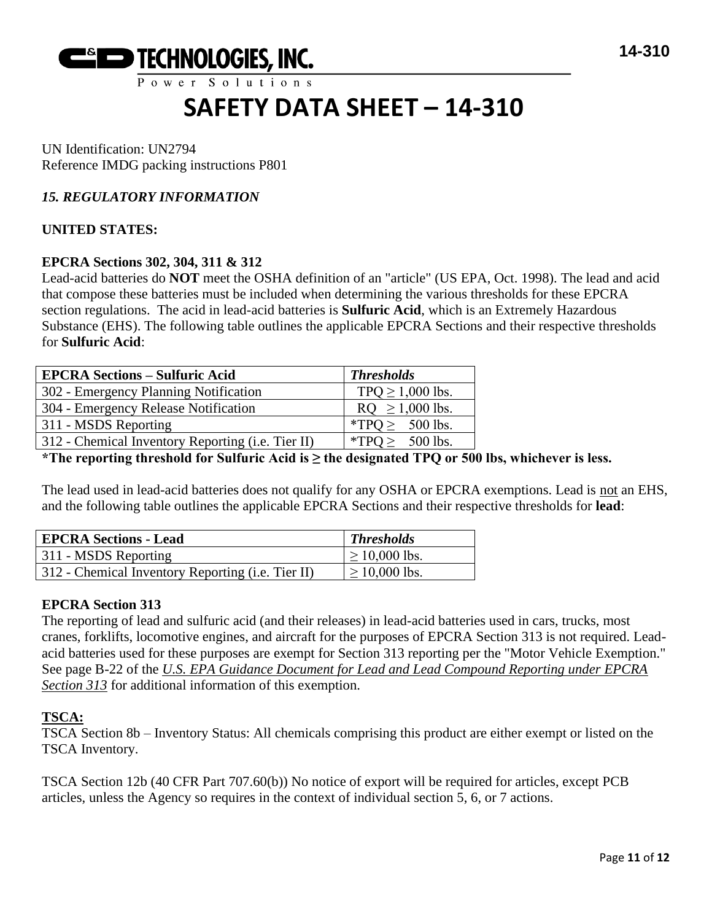UN Identification: UN2794
Reference IMDG packing instructions P801

### *15. REGULATORY INFORMATION*

**UNITED STATES:**

**EPCRA Sections 302, 304, 311 & 312**
Lead-acid batteries do **NOT** meet the OSHA definition of an "article" (US EPA, Oct. 1998). The lead and acid that compose these batteries must be included when determining the various thresholds for these EPCRA section regulations. The acid in lead-acid batteries is **Sulfuric Acid**, which is an Extremely Hazardous Substance (EHS). The following table outlines the applicable EPCRA Sections and their respective thresholds for **Sulfuric Acid**:

| **EPCRA Sections – Sulfuric Acid** | ***Thresholds*** |
|---|---|
| 302 - Emergency Planning Notification | TPQ ≥ 1,000 lbs. |
| 304 - Emergency Release Notification | RQ ≥ 1,000 lbs. |
| 311 - MSDS Reporting | *TPQ ≥ 500 lbs. |
| 312 - Chemical Inventory Reporting (i.e. Tier II) | *TPQ ≥ 500 lbs. |

**\*The reporting threshold for Sulfuric Acid is ≥ the designated TPQ or 500 lbs, whichever is less.**

The lead used in lead-acid batteries does not qualify for any OSHA or EPCRA exemptions. Lead is not an EHS, and the following table outlines the applicable EPCRA Sections and their respective thresholds for **lead**:

| **EPCRA Sections - Lead** | ***Thresholds*** |
|---|---|
| 311 - MSDS Reporting | ≥ 10,000 lbs. |
| 312 - Chemical Inventory Reporting (i.e. Tier II) | ≥ 10,000 lbs. |

**EPCRA Section 313**
The reporting of lead and sulfuric acid (and their releases) in lead-acid batteries used in cars, trucks, most cranes, forklifts, locomotive engines, and aircraft for the purposes of EPCRA Section 313 is not required. Lead-acid batteries used for these purposes are exempt for Section 313 reporting per the "Motor Vehicle Exemption." See page B-22 of the *U.S. EPA Guidance Document for Lead and Lead Compound Reporting under EPCRA Section 313* for additional information of this exemption.

**TSCA:**
TSCA Section 8b – Inventory Status: All chemicals comprising this product are either exempt or listed on the TSCA Inventory.

TSCA Section 12b (40 CFR Part 707.60(b)) No notice of export will be required for articles, except PCB articles, unless the Agency so requires in the context of individual section 5, 6, or 7 actions.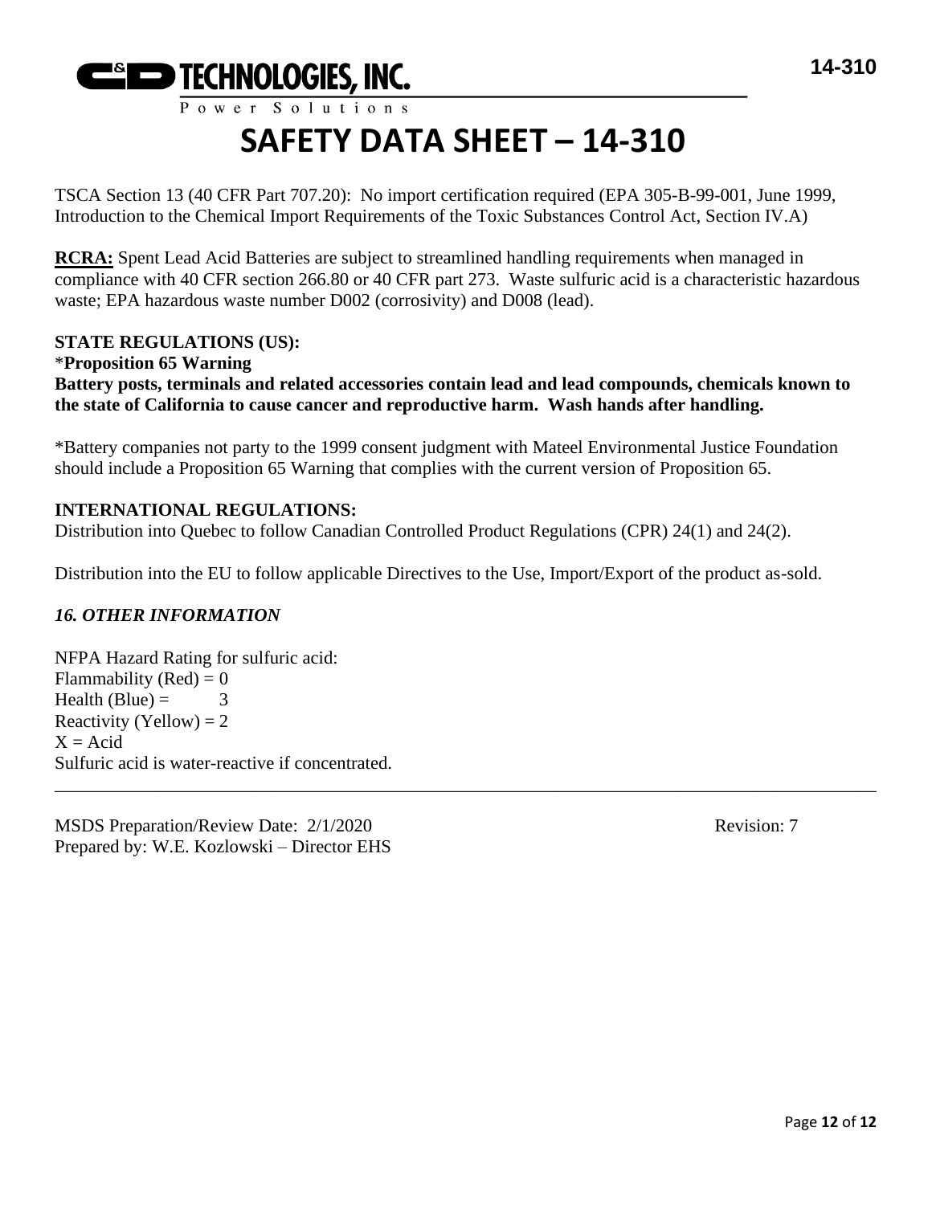TSCA Section 13 (40 CFR Part 707.20): No import certification required (EPA 305-B-99-001, June 1999, Introduction to the Chemical Import Requirements of the Toxic Substances Control Act, Section IV.A)

**RCRA:** Spent Lead Acid Batteries are subject to streamlined handling requirements when managed in compliance with 40 CFR section 266.80 or 40 CFR part 273. Waste sulfuric acid is a characteristic hazardous waste; EPA hazardous waste number D002 (corrosivity) and D008 (lead).

**STATE REGULATIONS (US):**

*__Proposition 65 Warning__

**Battery posts, terminals and related accessories contain lead and lead compounds, chemicals known to the state of California to cause cancer and reproductive harm. Wash hands after handling.**

*Battery companies not party to the 1999 consent judgment with Mateel Environmental Justice Foundation should include a Proposition 65 Warning that complies with the current version of Proposition 65.

**INTERNATIONAL REGULATIONS:**

Distribution into Quebec to follow Canadian Controlled Product Regulations (CPR) 24(1) and 24(2).

Distribution into the EU to follow applicable Directives to the Use, Import/Export of the product as-sold.

### *16. OTHER INFORMATION*

NFPA Hazard Rating for sulfuric acid:
Flammability (Red) = 0
Health (Blue) = 3
Reactivity (Yellow) = 2
X = Acid
Sulfuric acid is water-reactive if concentrated.

---

MSDS Preparation/Review Date: 2/1/2020 Revision: 7
Prepared by: W.E. Kozlowski – Director EHS